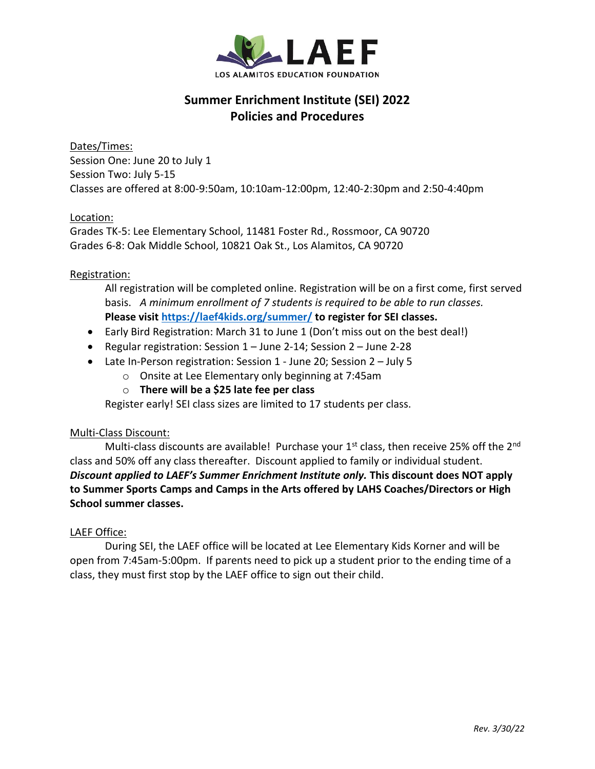LAEF

LOS ALAMITOS EDUCATION FOUNDATION

# Summer Enrichment Institute (SEI) 2022
# Policies and Procedures

Dates/Times:

Session One: June 20 to July 1

Session Two: July 5-15

Classes are offered at 8:00-9:50am, 10:10am-12:00pm, 12:40-2:30pm and 2:50-4:40pm

Location:

Grades TK-5: Lee Elementary School, 11481 Foster Rd., Rossmoor, CA 90720

Grades 6-8: Oak Middle School, 10821 Oak St., Los Alamitos, CA 90720

Registration:

All registration will be completed online. Registration will be on a first come, first served basis. *A minimum enrollment of 7 students is required to be able to run classes.* **Please visit [https://laef4kids.org/summer/](https://laef4kids.org/summer/) to register for SEI classes.**

- Early Bird Registration: March 31 to June 1 (Don't miss out on the best deal!)
- Regular registration: Session 1 – June 2-14; Session 2 – June 2-28
- Late In-Person registration: Session 1 - June 20; Session 2 – July 5
  - Onsite at Lee Elementary only beginning at 7:45am
  - **There will be a $25 late fee per class**

Register early! SEI class sizes are limited to 17 students per class.

Multi-Class Discount:

Multi-class discounts are available! Purchase your 1st class, then receive 25% off the 2nd class and 50% off any class thereafter. Discount applied to family or individual student. ***Discount applied to LAEF's Summer Enrichment Institute only.*** **This discount does NOT apply to Summer Sports Camps and Camps in the Arts offered by LAHS Coaches/Directors or High School summer classes.**

LAEF Office:

During SEI, the LAEF office will be located at Lee Elementary Kids Korner and will be open from 7:45am-5:00pm. If parents need to pick up a student prior to the ending time of a class, they must first stop by the LAEF office to sign out their child.

*Rev. 3/30/22*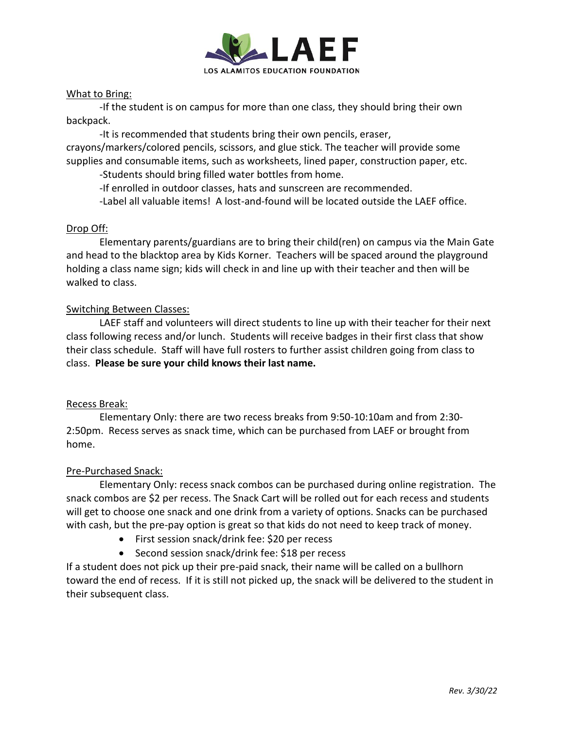What to Bring:

-If the student is on campus for more than one class, they should bring their own backpack.

-It is recommended that students bring their own pencils, eraser, crayons/markers/colored pencils, scissors, and glue stick. The teacher will provide some supplies and consumable items, such as worksheets, lined paper, construction paper, etc.

-Students should bring filled water bottles from home.

-If enrolled in outdoor classes, hats and sunscreen are recommended.

-Label all valuable items! A lost-and-found will be located outside the LAEF office.

Drop Off:

Elementary parents/guardians are to bring their child(ren) on campus via the Main Gate and head to the blacktop area by Kids Korner. Teachers will be spaced around the playground holding a class name sign; kids will check in and line up with their teacher and then will be walked to class.

Switching Between Classes:

LAEF staff and volunteers will direct students to line up with their teacher for their next class following recess and/or lunch. Students will receive badges in their first class that show their class schedule. Staff will have full rosters to further assist children going from class to class. **Please be sure your child knows their last name.**

Recess Break:

Elementary Only: there are two recess breaks from 9:50-10:10am and from 2:30-2:50pm. Recess serves as snack time, which can be purchased from LAEF or brought from home.

Pre-Purchased Snack:

Elementary Only: recess snack combos can be purchased during online registration. The snack combos are $2 per recess. The Snack Cart will be rolled out for each recess and students will get to choose one snack and one drink from a variety of options. Snacks can be purchased with cash, but the pre-pay option is great so that kids do not need to keep track of money.

- First session snack/drink fee: $20 per recess
- Second session snack/drink fee: $18 per recess

If a student does not pick up their pre-paid snack, their name will be called on a bullhorn toward the end of recess. If it is still not picked up, the snack will be delivered to the student in their subsequent class.

*Rev. 3/30/22*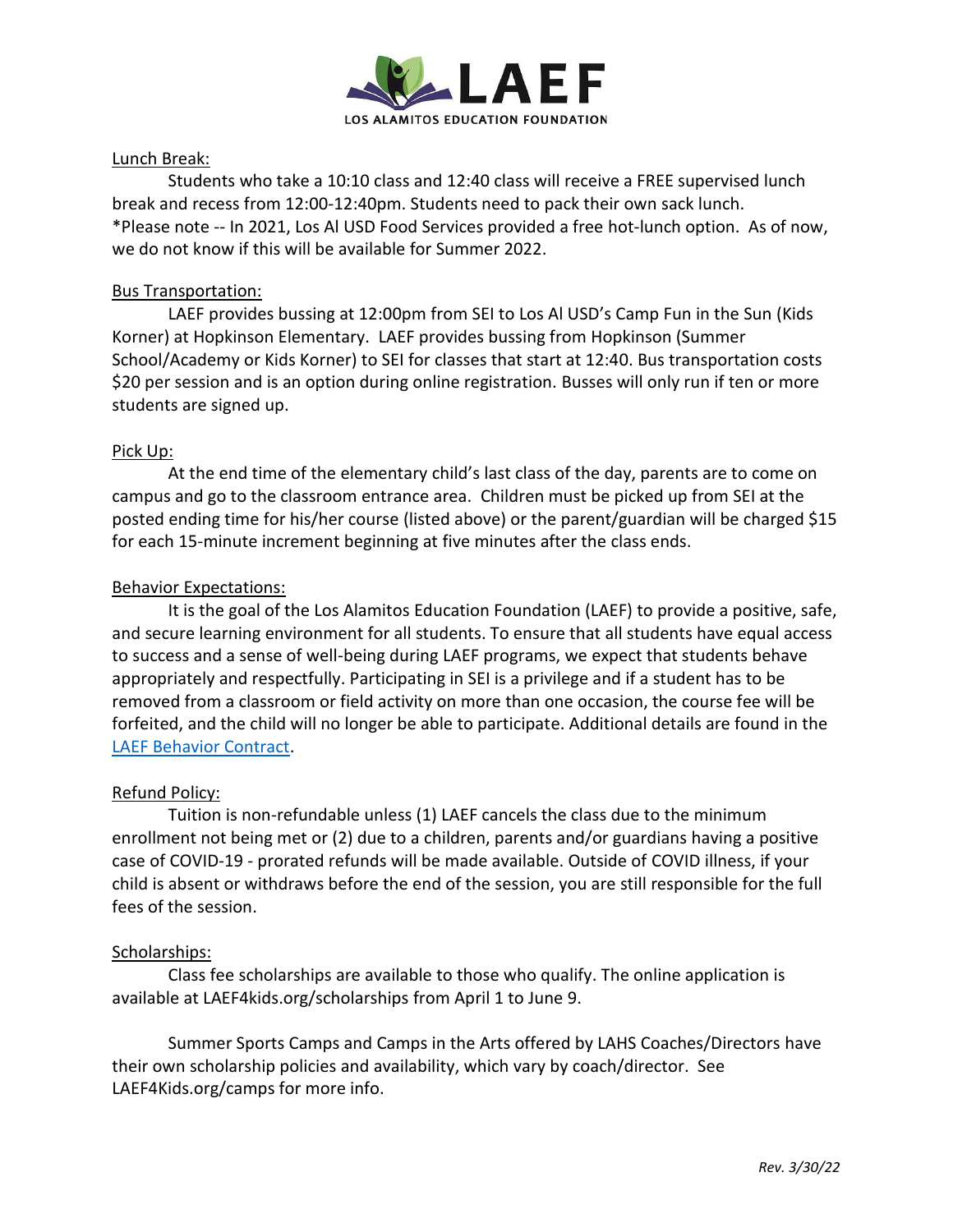Lunch Break:

Students who take a 10:10 class and 12:40 class will receive a FREE supervised lunch break and recess from 12:00-12:40pm. Students need to pack their own sack lunch. *Please note -- In 2021, Los Al USD Food Services provided a free hot-lunch option. As of now, we do not know if this will be available for Summer 2022.

Bus Transportation:

LAEF provides bussing at 12:00pm from SEI to Los Al USD's Camp Fun in the Sun (Kids Korner) at Hopkinson Elementary. LAEF provides bussing from Hopkinson (Summer School/Academy or Kids Korner) to SEI for classes that start at 12:40. Bus transportation costs $20 per session and is an option during online registration. Busses will only run if ten or more students are signed up.

Pick Up:

At the end time of the elementary child's last class of the day, parents are to come on campus and go to the classroom entrance area. Children must be picked up from SEI at the posted ending time for his/her course (listed above) or the parent/guardian will be charged $15 for each 15-minute increment beginning at five minutes after the class ends.

Behavior Expectations:

It is the goal of the Los Alamitos Education Foundation (LAEF) to provide a positive, safe, and secure learning environment for all students. To ensure that all students have equal access to success and a sense of well-being during LAEF programs, we expect that students behave appropriately and respectfully. Participating in SEI is a privilege and if a student has to be removed from a classroom or field activity on more than one occasion, the course fee will be forfeited, and the child will no longer be able to participate. Additional details are found in the LAEF Behavior Contract.

Refund Policy:

Tuition is non-refundable unless (1) LAEF cancels the class due to the minimum enrollment not being met or (2) due to a children, parents and/or guardians having a positive case of COVID-19 - prorated refunds will be made available. Outside of COVID illness, if your child is absent or withdraws before the end of the session, you are still responsible for the full fees of the session.

Scholarships:

Class fee scholarships are available to those who qualify. The online application is available at LAEF4kids.org/scholarships from April 1 to June 9.

Summer Sports Camps and Camps in the Arts offered by LAHS Coaches/Directors have their own scholarship policies and availability, which vary by coach/director. See LAEF4Kids.org/camps for more info.

*Rev. 3/30/22*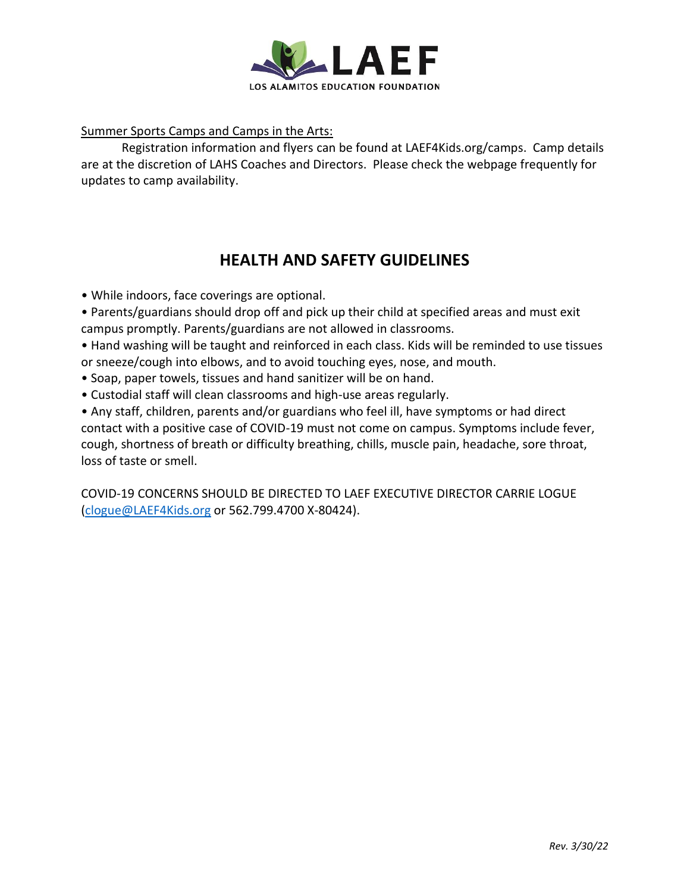LAEF

LOS ALAMITOS EDUCATION FOUNDATION

Summer Sports Camps and Camps in the Arts:

Registration information and flyers can be found at LAEF4Kids.org/camps. Camp details are at the discretion of LAHS Coaches and Directors. Please check the webpage frequently for updates to camp availability.

## HEALTH AND SAFETY GUIDELINES

• While indoors, face coverings are optional.

• Parents/guardians should drop off and pick up their child at specified areas and must exit campus promptly. Parents/guardians are not allowed in classrooms.

• Hand washing will be taught and reinforced in each class. Kids will be reminded to use tissues or sneeze/cough into elbows, and to avoid touching eyes, nose, and mouth.

• Soap, paper towels, tissues and hand sanitizer will be on hand.

• Custodial staff will clean classrooms and high-use areas regularly.

• Any staff, children, parents and/or guardians who feel ill, have symptoms or had direct contact with a positive case of COVID-19 must not come on campus. Symptoms include fever, cough, shortness of breath or difficulty breathing, chills, muscle pain, headache, sore throat, loss of taste or smell.

COVID-19 CONCERNS SHOULD BE DIRECTED TO LAEF EXECUTIVE DIRECTOR CARRIE LOGUE (clogue@LAEF4Kids.org or 562.799.4700 X-80424).

*Rev. 3/30/22*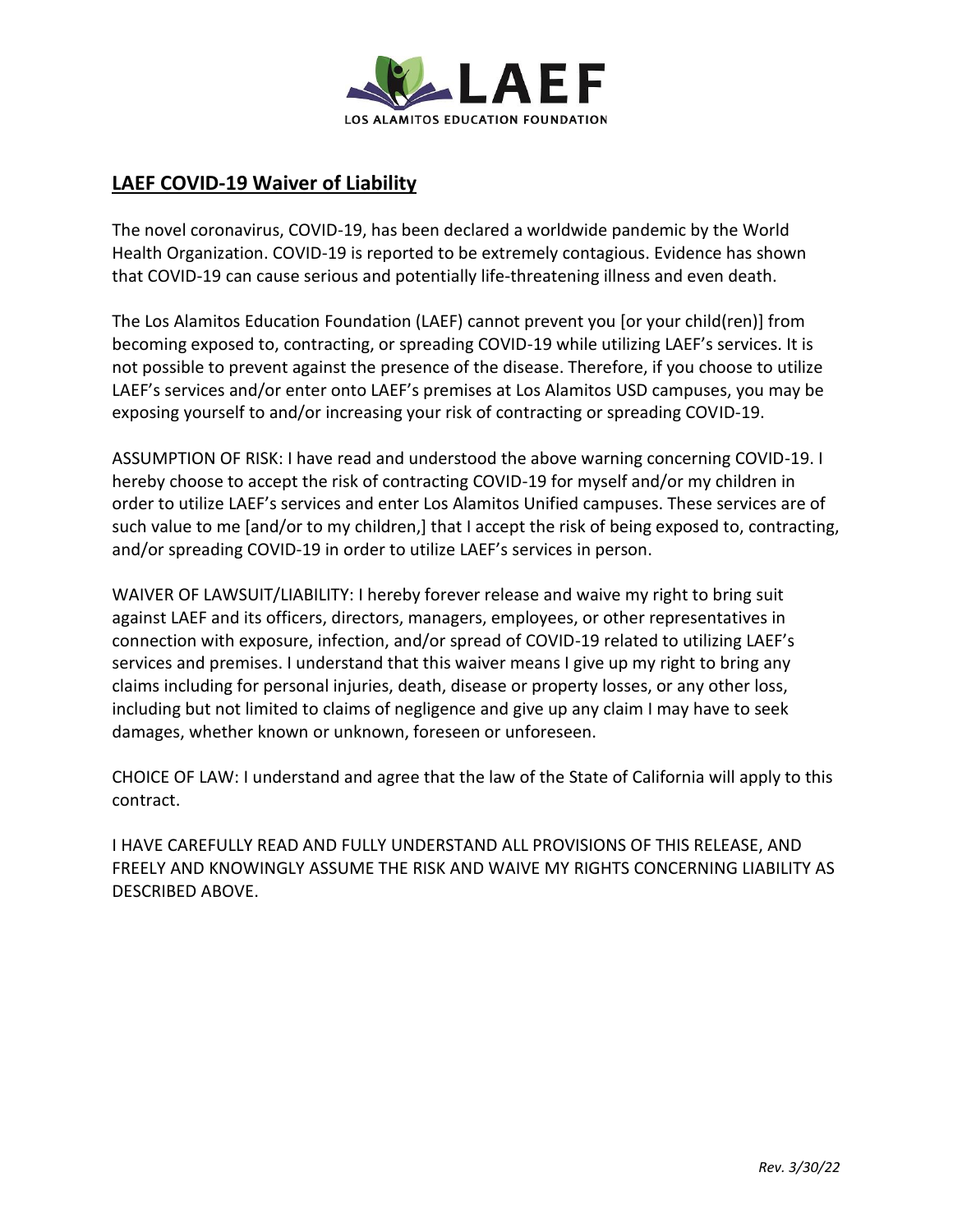LAEF

LOS ALAMITOS EDUCATION FOUNDATION

## LAEF COVID-19 Waiver of Liability

The novel coronavirus, COVID-19, has been declared a worldwide pandemic by the World Health Organization. COVID-19 is reported to be extremely contagious. Evidence has shown that COVID-19 can cause serious and potentially life-threatening illness and even death.

The Los Alamitos Education Foundation (LAEF) cannot prevent you [or your child(ren)] from becoming exposed to, contracting, or spreading COVID-19 while utilizing LAEF's services. It is not possible to prevent against the presence of the disease. Therefore, if you choose to utilize LAEF's services and/or enter onto LAEF's premises at Los Alamitos USD campuses, you may be exposing yourself to and/or increasing your risk of contracting or spreading COVID-19.

ASSUMPTION OF RISK: I have read and understood the above warning concerning COVID-19. I hereby choose to accept the risk of contracting COVID-19 for myself and/or my children in order to utilize LAEF's services and enter Los Alamitos Unified campuses. These services are of such value to me [and/or to my children,] that I accept the risk of being exposed to, contracting, and/or spreading COVID-19 in order to utilize LAEF's services in person.

WAIVER OF LAWSUIT/LIABILITY: I hereby forever release and waive my right to bring suit against LAEF and its officers, directors, managers, employees, or other representatives in connection with exposure, infection, and/or spread of COVID-19 related to utilizing LAEF's services and premises. I understand that this waiver means I give up my right to bring any claims including for personal injuries, death, disease or property losses, or any other loss, including but not limited to claims of negligence and give up any claim I may have to seek damages, whether known or unknown, foreseen or unforeseen.

CHOICE OF LAW: I understand and agree that the law of the State of California will apply to this contract.

I HAVE CAREFULLY READ AND FULLY UNDERSTAND ALL PROVISIONS OF THIS RELEASE, AND FREELY AND KNOWINGLY ASSUME THE RISK AND WAIVE MY RIGHTS CONCERNING LIABILITY AS DESCRIBED ABOVE.

*Rev. 3/30/22*